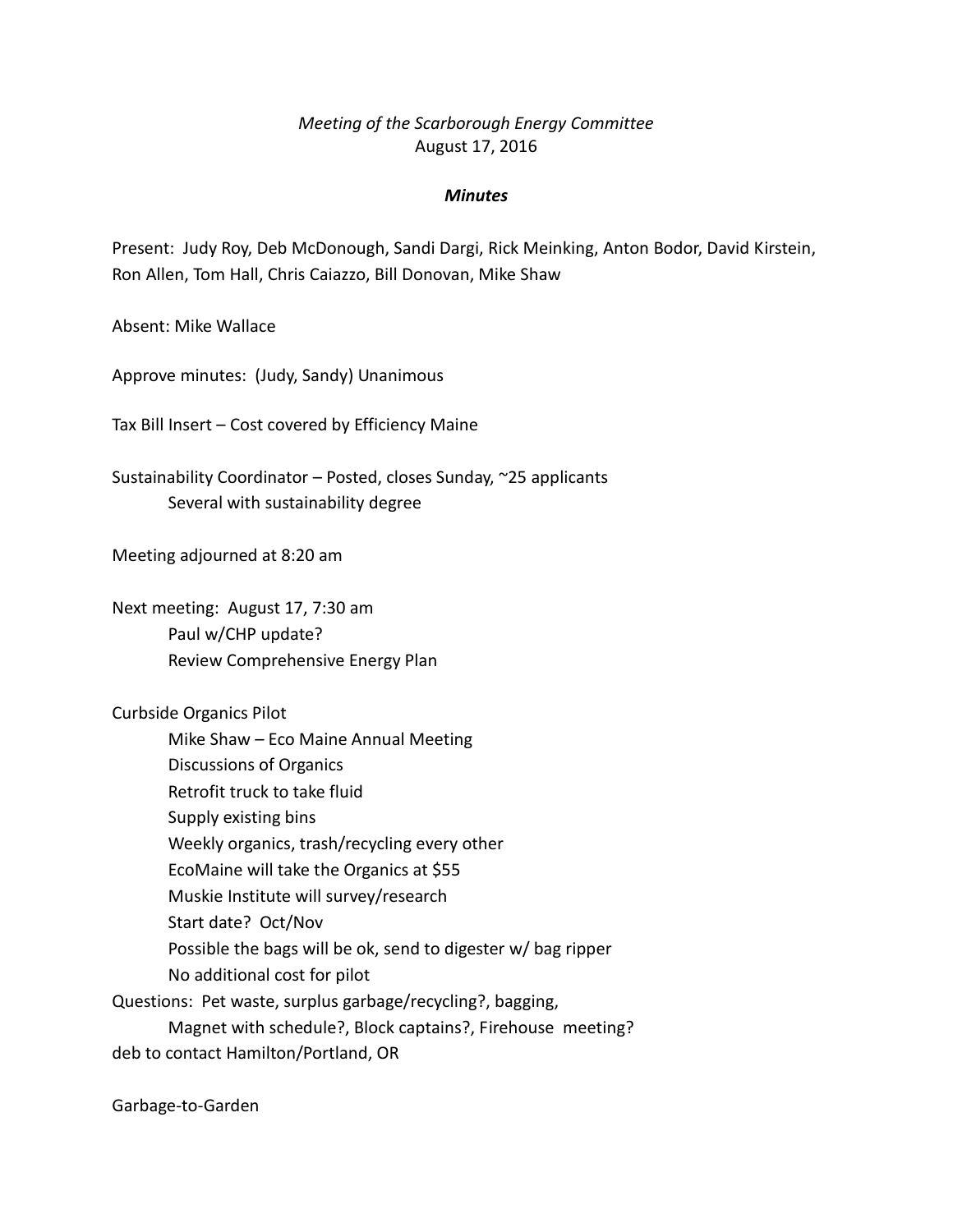*Meeting of the Scarborough Energy Committee*
August 17, 2016

***Minutes***

Present: Judy Roy, Deb McDonough, Sandi Dargi, Rick Meinking, Anton Bodor, David Kirstein, Ron Allen, Tom Hall, Chris Caiazzo, Bill Donovan, Mike Shaw

Absent: Mike Wallace

Approve minutes: (Judy, Sandy) Unanimous

Tax Bill Insert – Cost covered by Efficiency Maine

Sustainability Coordinator – Posted, closes Sunday, ~25 applicants
- Several with sustainability degree

Meeting adjourned at 8:20 am

Next meeting: August 17, 7:30 am
- Paul w/CHP update?
- Review Comprehensive Energy Plan

Curbside Organics Pilot
- Mike Shaw – Eco Maine Annual Meeting
- Discussions of Organics
- Retrofit truck to take fluid
- Supply existing bins
- Weekly organics, trash/recycling every other
- EcoMaine will take the Organics at $55
- Muskie Institute will survey/research
- Start date? Oct/Nov
- Possible the bags will be ok, send to digester w/ bag ripper
- No additional cost for pilot

Questions: Pet waste, surplus garbage/recycling?, bagging,
- Magnet with schedule?, Block captains?, Firehouse meeting?

deb to contact Hamilton/Portland, OR

Garbage-to-Garden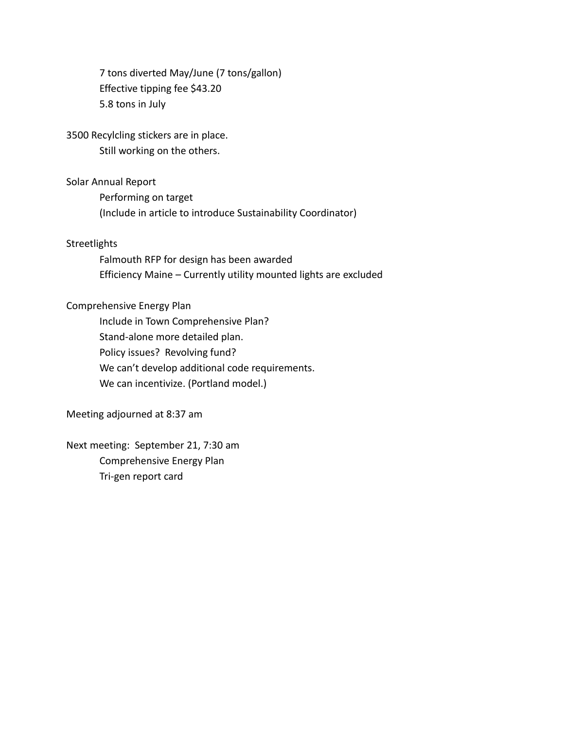7 tons diverted May/June (7 tons/gallon)
Effective tipping fee $43.20
5.8 tons in July

3500 Recylcling stickers are in place.
Still working on the others.

Solar Annual Report
Performing on target
(Include in article to introduce Sustainability Coordinator)

Streetlights
Falmouth RFP for design has been awarded
Efficiency Maine – Currently utility mounted lights are excluded

Comprehensive Energy Plan
Include in Town Comprehensive Plan?
Stand-alone more detailed plan.
Policy issues? Revolving fund?
We can't develop additional code requirements.
We can incentivize. (Portland model.)

Meeting adjourned at 8:37 am

Next meeting: September 21, 7:30 am
Comprehensive Energy Plan
Tri-gen report card